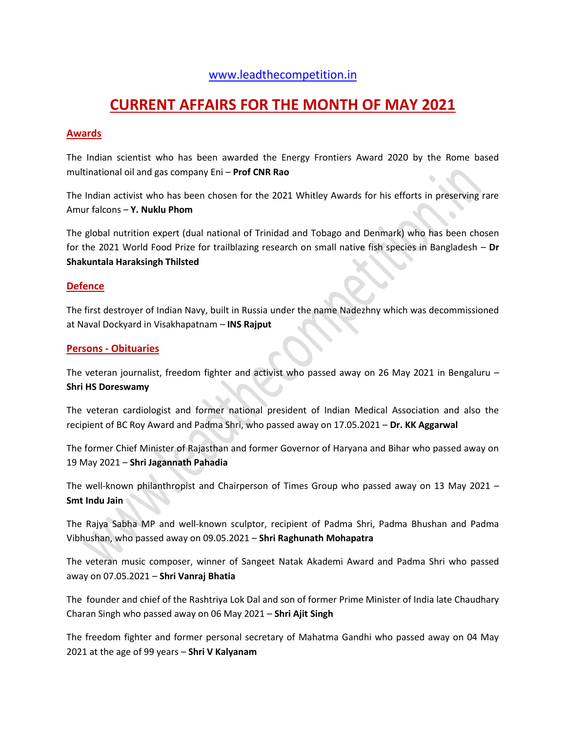www.leadthecompetition.in

# CURRENT AFFAIRS FOR THE MONTH OF MAY 2021

## Awards

The Indian scientist who has been awarded the Energy Frontiers Award 2020 by the Rome based multinational oil and gas company Eni – **Prof CNR Rao**

The Indian activist who has been chosen for the 2021 Whitley Awards for his efforts in preserving rare Amur falcons – **Y. Nuklu Phom**

The global nutrition expert (dual national of Trinidad and Tobago and Denmark) who has been chosen for the 2021 World Food Prize for trailblazing research on small native fish species in Bangladesh – **Dr Shakuntala Haraksingh Thilsted**

## Defence

The first destroyer of Indian Navy, built in Russia under the name Nadezhny which was decommissioned at Naval Dockyard in Visakhapatnam – **INS Rajput**

## Persons - Obituaries

The veteran journalist, freedom fighter and activist who passed away on 26 May 2021 in Bengaluru – **Shri HS Doreswamy**

The veteran cardiologist and former national president of Indian Medical Association and also the recipient of BC Roy Award and Padma Shri, who passed away on 17.05.2021 – **Dr. KK Aggarwal**

The former Chief Minister of Rajasthan and former Governor of Haryana and Bihar who passed away on 19 May 2021 – **Shri Jagannath Pahadia**

The well-known philanthropist and Chairperson of Times Group who passed away on 13 May 2021 – **Smt Indu Jain**

The Rajya Sabha MP and well-known sculptor, recipient of Padma Shri, Padma Bhushan and Padma Vibhushan, who passed away on 09.05.2021 – **Shri Raghunath Mohapatra**

The veteran music composer, winner of Sangeet Natak Akademi Award and Padma Shri who passed away on 07.05.2021 – **Shri Vanraj Bhatia**

The founder and chief of the Rashtriya Lok Dal and son of former Prime Minister of India late Chaudhary Charan Singh who passed away on 06 May 2021 – **Shri Ajit Singh**

The freedom fighter and former personal secretary of Mahatma Gandhi who passed away on 04 May 2021 at the age of 99 years – **Shri V Kalyanam**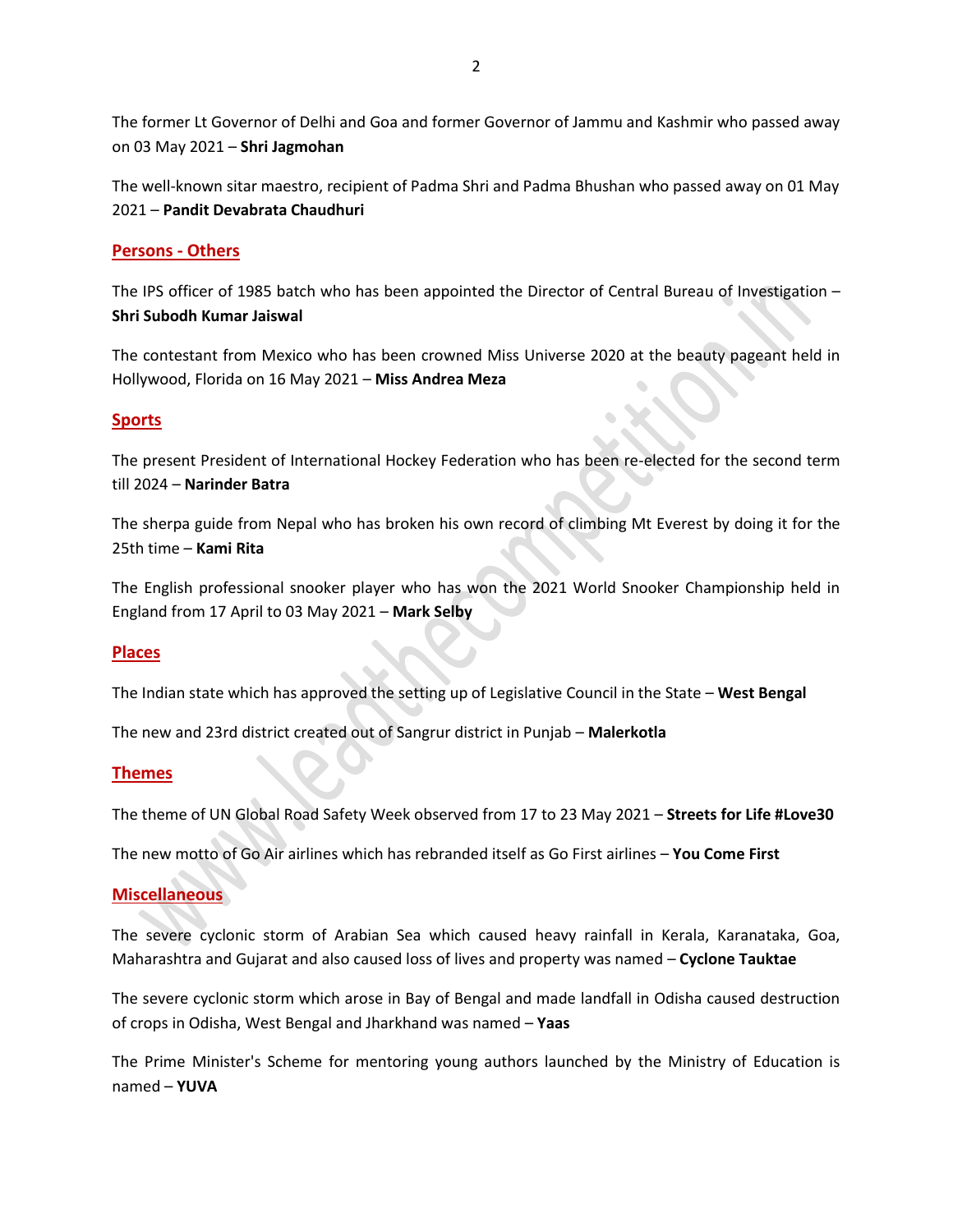The former Lt Governor of Delhi and Goa and former Governor of Jammu and Kashmir who passed away on 03 May 2021 – **Shri Jagmohan**

The well-known sitar maestro, recipient of Padma Shri and Padma Bhushan who passed away on 01 May 2021 – **Pandit Devabrata Chaudhuri**

## Persons - Others

The IPS officer of 1985 batch who has been appointed the Director of Central Bureau of Investigation – **Shri Subodh Kumar Jaiswal**

The contestant from Mexico who has been crowned Miss Universe 2020 at the beauty pageant held in Hollywood, Florida on 16 May 2021 – **Miss Andrea Meza**

## Sports

The present President of International Hockey Federation who has been re-elected for the second term till 2024 – **Narinder Batra**

The sherpa guide from Nepal who has broken his own record of climbing Mt Everest by doing it for the 25th time – **Kami Rita**

The English professional snooker player who has won the 2021 World Snooker Championship held in England from 17 April to 03 May 2021 – **Mark Selby**

## Places

The Indian state which has approved the setting up of Legislative Council in the State – **West Bengal**

The new and 23rd district created out of Sangrur district in Punjab – **Malerkotla**

## Themes

The theme of UN Global Road Safety Week observed from 17 to 23 May 2021 – **Streets for Life #Love30**

The new motto of Go Air airlines which has rebranded itself as Go First airlines – **You Come First**

## Miscellaneous

The severe cyclonic storm of Arabian Sea which caused heavy rainfall in Kerala, Karanataka, Goa, Maharashtra and Gujarat and also caused loss of lives and property was named – **Cyclone Tauktae**

The severe cyclonic storm which arose in Bay of Bengal and made landfall in Odisha caused destruction of crops in Odisha, West Bengal and Jharkhand was named – **Yaas**

The Prime Minister's Scheme for mentoring young authors launched by the Ministry of Education is named – **YUVA**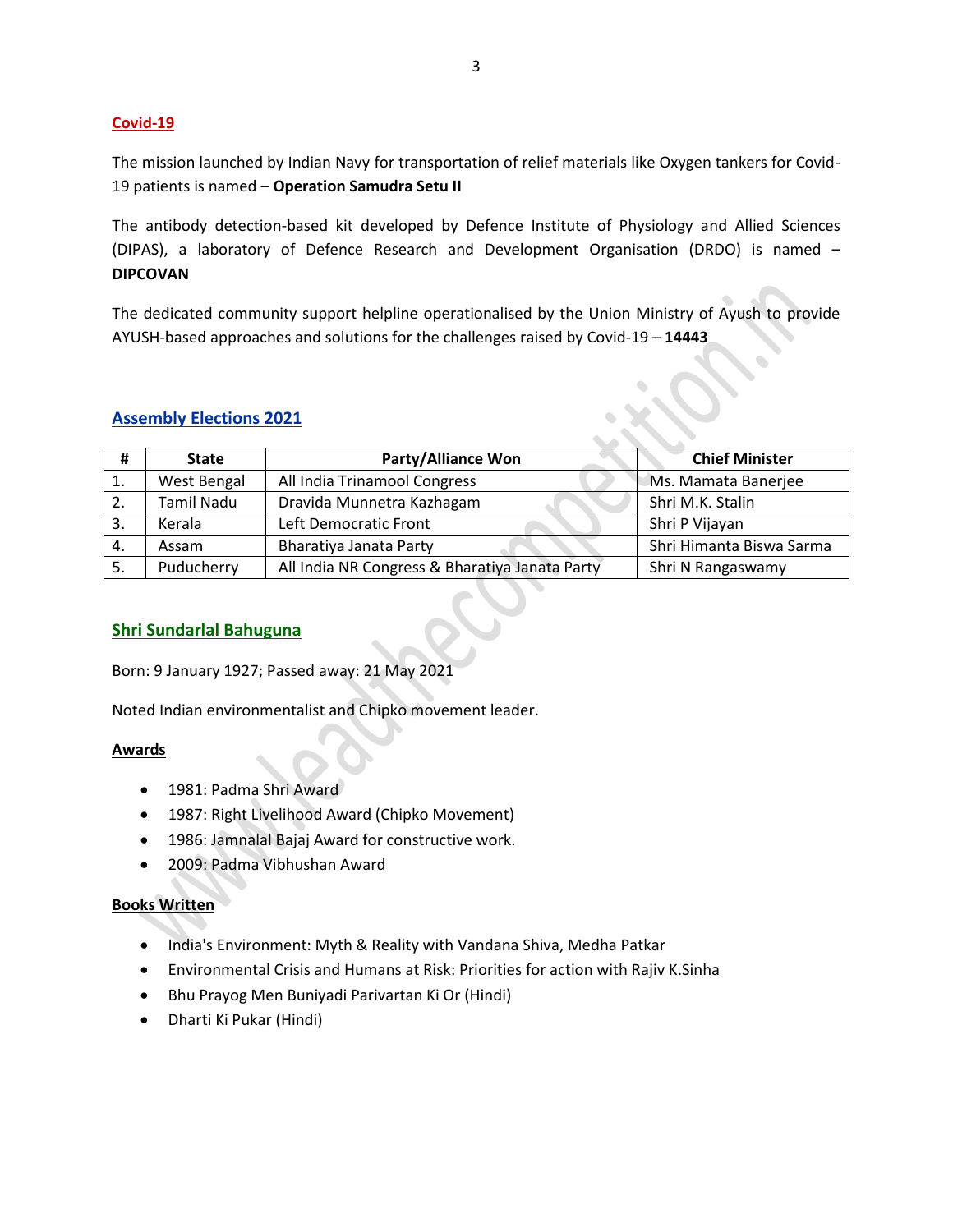## Covid-19

The mission launched by Indian Navy for transportation of relief materials like Oxygen tankers for Covid-19 patients is named – **Operation Samudra Setu II**

The antibody detection-based kit developed by Defence Institute of Physiology and Allied Sciences (DIPAS), a laboratory of Defence Research and Development Organisation (DRDO) is named – **DIPCOVAN**

The dedicated community support helpline operationalised by the Union Ministry of Ayush to provide AYUSH-based approaches and solutions for the challenges raised by Covid-19 – **14443**

## Assembly Elections 2021

| # | State | Party/Alliance Won | Chief Minister |
|---|---|---|---|
| 1. | West Bengal | All India Trinamool Congress | Ms. Mamata Banerjee |
| 2. | Tamil Nadu | Dravida Munnetra Kazhagam | Shri M.K. Stalin |
| 3. | Kerala | Left Democratic Front | Shri P Vijayan |
| 4. | Assam | Bharatiya Janata Party | Shri Himanta Biswa Sarma |
| 5. | Puducherry | All India NR Congress & Bharatiya Janata Party | Shri N Rangaswamy |

## Shri Sundarlal Bahuguna

Born: 9 January 1927; Passed away: 21 May 2021

Noted Indian environmentalist and Chipko movement leader.

### Awards

- 1981: Padma Shri Award
- 1987: Right Livelihood Award (Chipko Movement)
- 1986: Jamnalal Bajaj Award for constructive work.
- 2009: Padma Vibhushan Award

### Books Written

- India's Environment: Myth & Reality with Vandana Shiva, Medha Patkar
- Environmental Crisis and Humans at Risk: Priorities for action with Rajiv K.Sinha
- Bhu Prayog Men Buniyadi Parivartan Ki Or (Hindi)
- Dharti Ki Pukar (Hindi)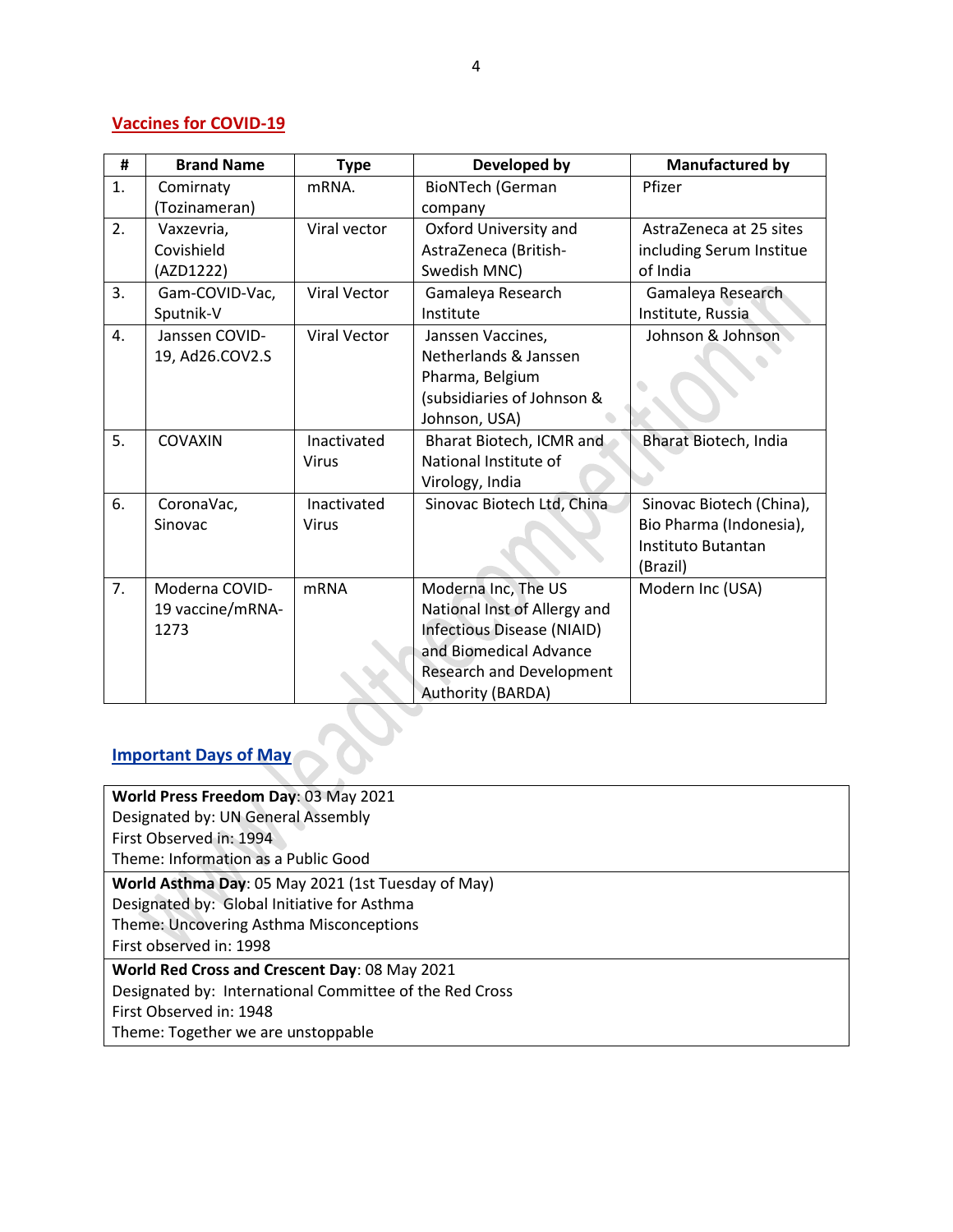## Vaccines for COVID-19

| # | Brand Name | Type | Developed by | Manufactured by |
|---|---|---|---|---|
| 1. | Comirnaty (Tozinameran) | mRNA. | BioNTech (German company | Pfizer |
| 2. | Vaxzevria, Covishield (AZD1222) | Viral vector | Oxford University and AstraZeneca (British-Swedish MNC) | AstraZeneca at 25 sites including Serum Institue of India |
| 3. | Gam-COVID-Vac, Sputnik-V | Viral Vector | Gamaleya Research Institute | Gamaleya Research Institute, Russia |
| 4. | Janssen COVID-19, Ad26.COV2.S | Viral Vector | Janssen Vaccines, Netherlands & Janssen Pharma, Belgium (subsidiaries of Johnson & Johnson, USA) | Johnson & Johnson |
| 5. | COVAXIN | Inactivated Virus | Bharat Biotech, ICMR and National Institute of Virology, India | Bharat Biotech, India |
| 6. | CoronaVac, Sinovac | Inactivated Virus | Sinovac Biotech Ltd, China | Sinovac Biotech (China), Bio Pharma (Indonesia), Instituto Butantan (Brazil) |
| 7. | Moderna COVID-19 vaccine/mRNA-1273 | mRNA | Moderna Inc, The US National Inst of Allergy and Infectious Disease (NIAID) and Biomedical Advance Research and Development Authority (BARDA) | Modern Inc (USA) |

## Important Days of May

| |
|---|
| **World Press Freedom Day**: 03 May 2021<br>Designated by: UN General Assembly<br>First Observed in: 1994<br>Theme: Information as a Public Good |
| **World Asthma Day**: 05 May 2021 (1st Tuesday of May)<br>Designated by: Global Initiative for Asthma<br>Theme: Uncovering Asthma Misconceptions<br>First observed in: 1998 |
| **World Red Cross and Crescent Day**: 08 May 2021<br>Designated by: International Committee of the Red Cross<br>First Observed in: 1948<br>Theme: Together we are unstoppable |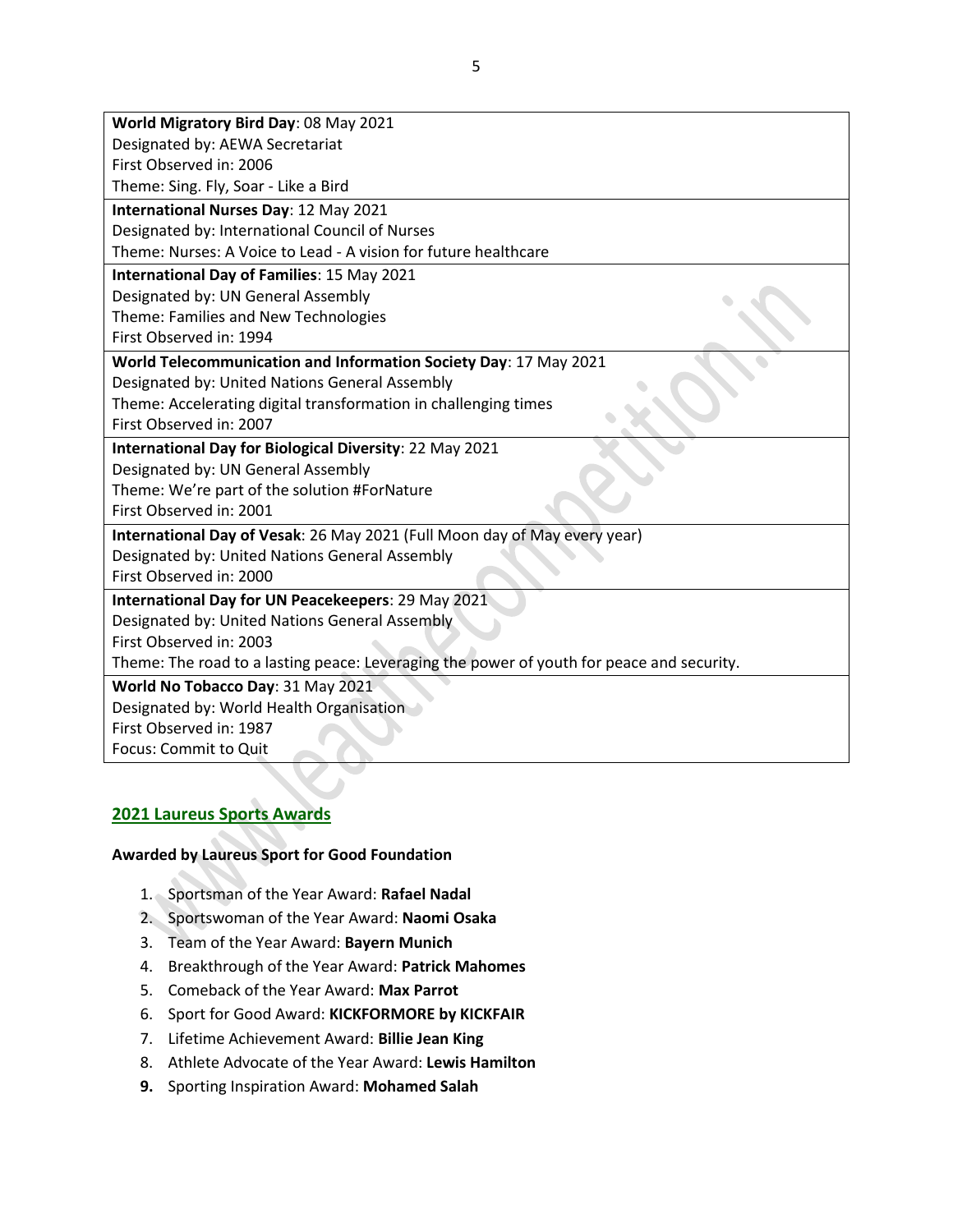| |
|---|
| **World Migratory Bird Day**: 08 May 2021<br>Designated by: AEWA Secretariat<br>First Observed in: 2006<br>Theme: Sing. Fly, Soar - Like a Bird |
| **International Nurses Day**: 12 May 2021<br>Designated by: International Council of Nurses<br>Theme: Nurses: A Voice to Lead - A vision for future healthcare |
| **International Day of Families**: 15 May 2021<br>Designated by: UN General Assembly<br>Theme: Families and New Technologies<br>First Observed in: 1994 |
| **World Telecommunication and Information Society Day**: 17 May 2021<br>Designated by: United Nations General Assembly<br>Theme: Accelerating digital transformation in challenging times<br>First Observed in: 2007 |
| **International Day for Biological Diversity**: 22 May 2021<br>Designated by: UN General Assembly<br>Theme: We're part of the solution #ForNature<br>First Observed in: 2001 |
| **International Day of Vesak**: 26 May 2021 (Full Moon day of May every year)<br>Designated by: United Nations General Assembly<br>First Observed in: 2000 |
| **International Day for UN Peacekeepers**: 29 May 2021<br>Designated by: United Nations General Assembly<br>First Observed in: 2003<br>Theme: The road to a lasting peace: Leveraging the power of youth for peace and security. |
| **World No Tobacco Day**: 31 May 2021<br>Designated by: World Health Organisation<br>First Observed in: 1987<br>Focus: Commit to Quit |

## 2021 Laureus Sports Awards

**Awarded by Laureus Sport for Good Foundation**

1. Sportsman of the Year Award: **Rafael Nadal**
2. Sportswoman of the Year Award: **Naomi Osaka**
3. Team of the Year Award: **Bayern Munich**
4. Breakthrough of the Year Award: **Patrick Mahomes**
5. Comeback of the Year Award: **Max Parrot**
6. Sport for Good Award: **KICKFORMORE by KICKFAIR**
7. Lifetime Achievement Award: **Billie Jean King**
8. Athlete Advocate of the Year Award: **Lewis Hamilton**
9. Sporting Inspiration Award: **Mohamed Salah**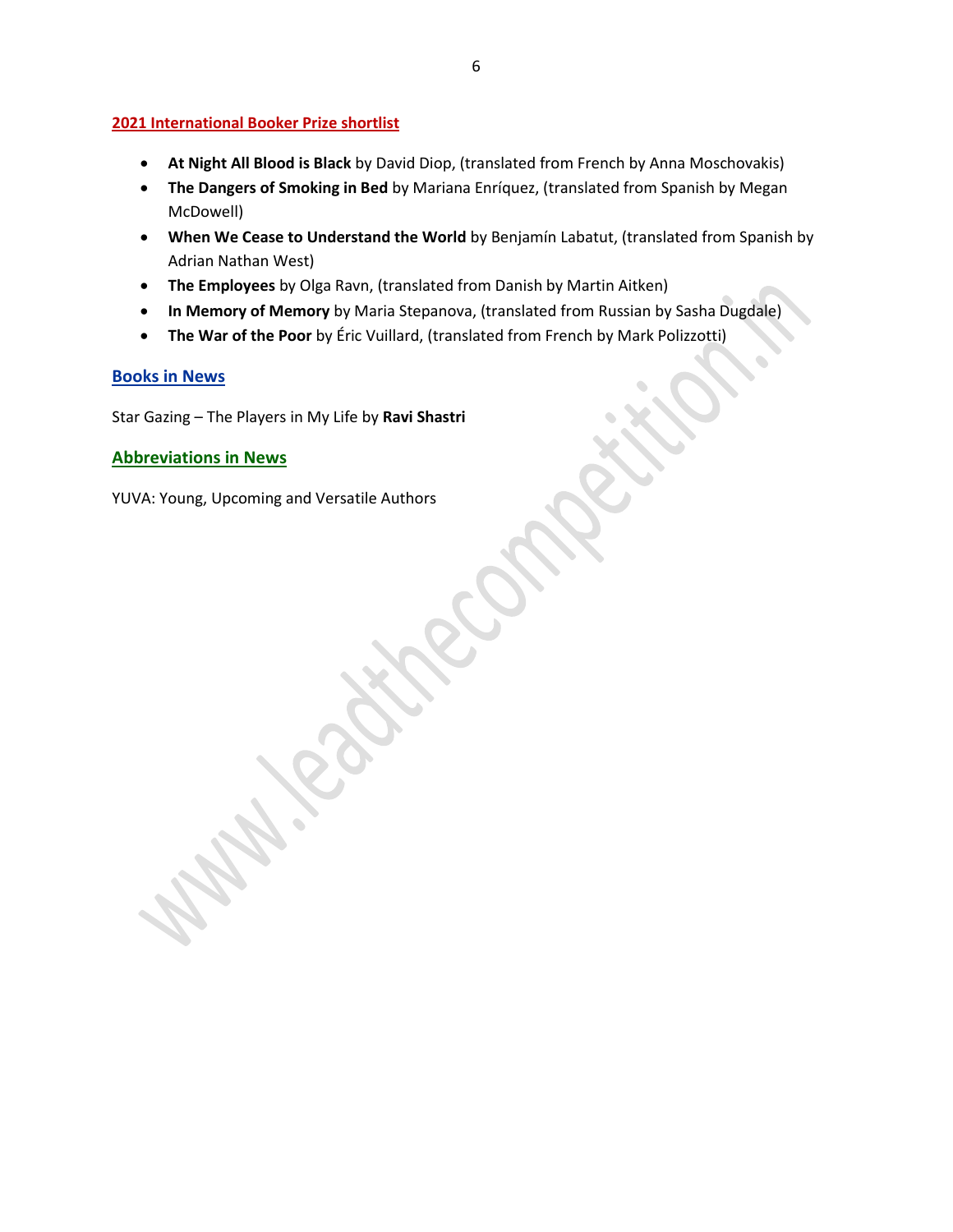## 2021 International Booker Prize shortlist

- **At Night All Blood is Black** by David Diop, (translated from French by Anna Moschovakis)
- **The Dangers of Smoking in Bed** by Mariana Enríquez, (translated from Spanish by Megan McDowell)
- **When We Cease to Understand the World** by Benjamín Labatut, (translated from Spanish by Adrian Nathan West)
- **The Employees** by Olga Ravn, (translated from Danish by Martin Aitken)
- **In Memory of Memory** by Maria Stepanova, (translated from Russian by Sasha Dugdale)
- **The War of the Poor** by Éric Vuillard, (translated from French by Mark Polizzotti)

## Books in News

Star Gazing – The Players in My Life by **Ravi Shastri**

## Abbreviations in News

YUVA: Young, Upcoming and Versatile Authors